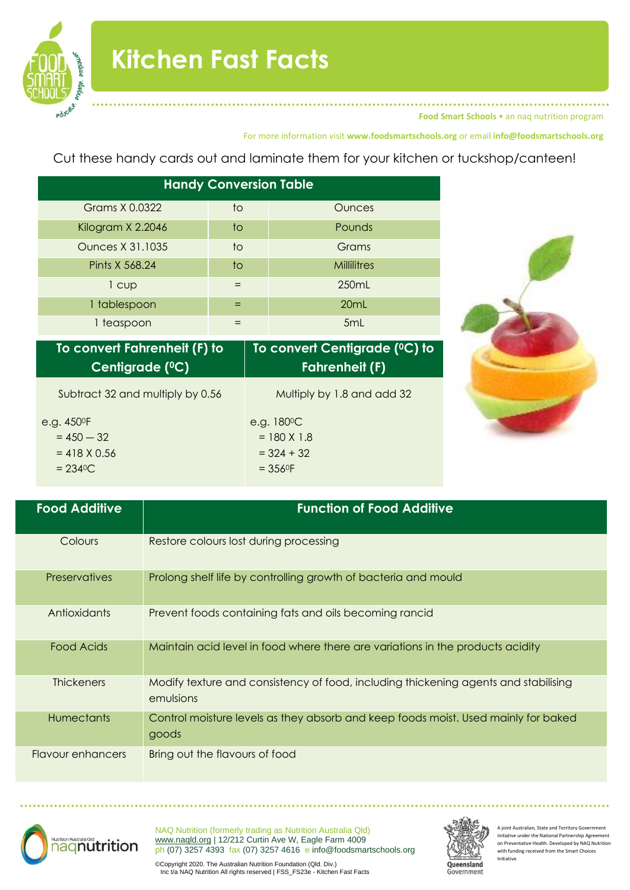# Kitchen Fast Facts

**Food Smart Schools** • an naq nutrition program

For more information visit **www.foodsmartschools.org** or email **info@foodsmartschools.org**

Cut these handy cards out and laminate them for your kitchen or tuckshop/canteen!

| Handy Conversion Table | | |
|---|---|---|
| Grams X 0.0322 | to | Ounces |
| Kilogram X 2.2046 | to | Pounds |
| Ounces X 31.1035 | to | Grams |
| Pints X 568.24 | to | Millilitres |
| 1 cup | = | 250mL |
| 1 tablespoon | = | 20mL |
| 1 teaspoon | = | 5mL |

| To convert Fahrenheit (F) to Centigrade (⁰C) | To convert Centigrade (⁰C) to Fahrenheit (F) |
|---|---|
| Subtract 32 and multiply by 0.56 | Multiply by 1.8 and add 32 |
| e.g. 450⁰F<br>= 450 — 32<br>= 418 X 0.56<br>= 234⁰C | e.g. 180⁰C<br>= 180 X 1.8<br>= 324 + 32<br>= 356⁰F |

| Food Additive | Function of Food Additive |
|---|---|
| Colours | Restore colours lost during processing |
| Preservatives | Prolong shelf life by controlling growth of bacteria and mould |
| Antioxidants | Prevent foods containing fats and oils becoming rancid |
| Food Acids | Maintain acid level in food where there are variations in the products acidity |
| Thickeners | Modify texture and consistency of food, including thickening agents and stabilising emulsions |
| Humectants | Control moisture levels as they absorb and keep foods moist. Used mainly for baked goods |
| Flavour enhancers | Bring out the flavours of food |

NAQ Nutrition (formerly trading as Nutrition Australia Qld)
www.naqld.org | 12/212 Curtin Ave W, Eagle Farm 4009
ph (07) 3257 4393 fax (07) 3257 4616 e info@foodsmartschools.org

©Copyright 2020. The Australian Nutrition Foundation (Qld. Div.) Inc t/a NAQ Nutrition All rights reserved | FSS_FS23e - Kitchen Fast Facts

A joint Australian, State and Territory Government initiative under the National Partnership Agreement on Preventative Health. Developed by NAQ Nutrition with funding received from the Smart Choices Initiative.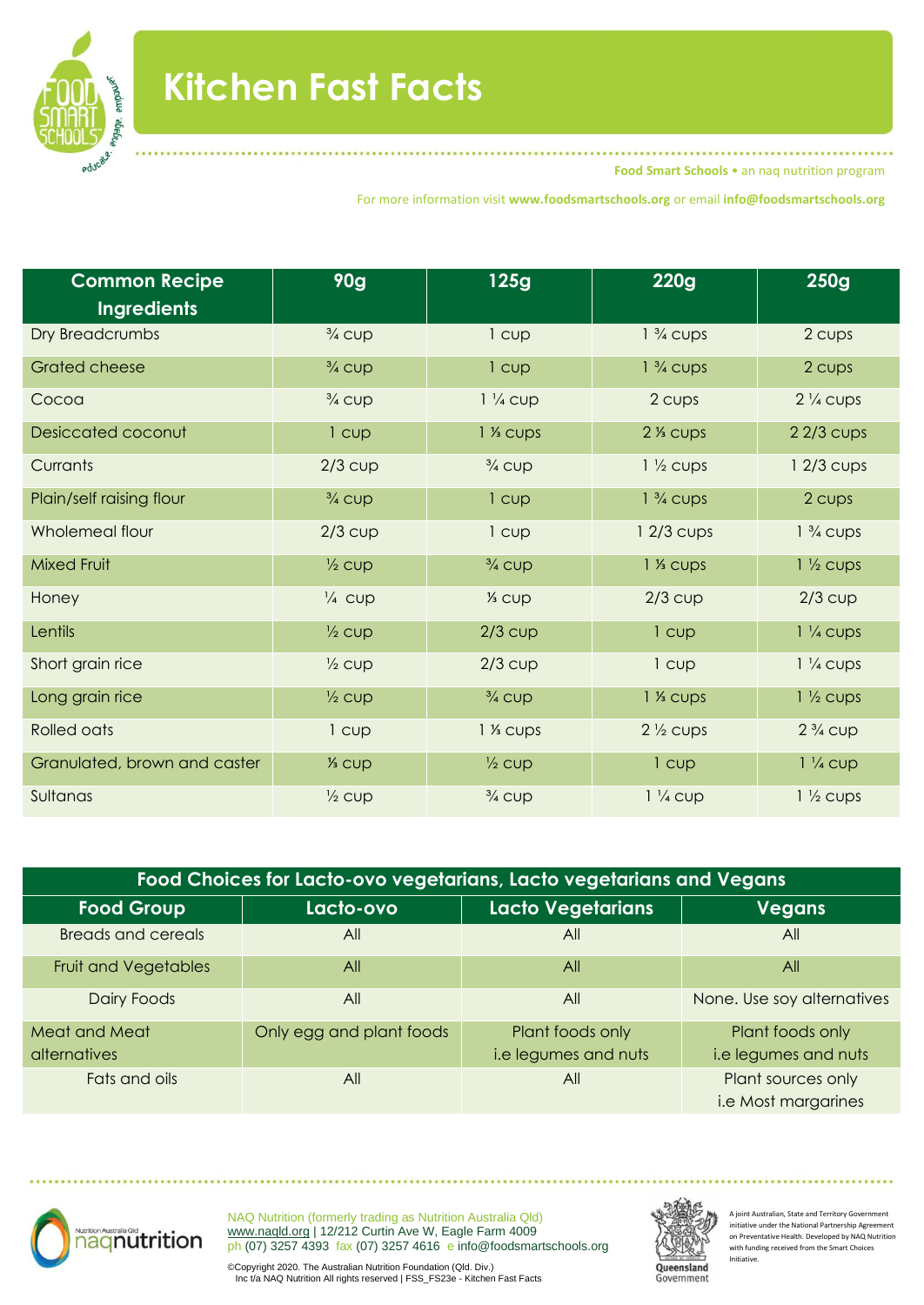# Kitchen Fast Facts

**Food Smart Schools** • an naq nutrition program

For more information visit **www.foodsmartschools.org** or email **info@foodsmartschools.org**

| Common Recipe Ingredients | 90g | 125g | 220g | 250g |
|---|---|---|---|---|
| Dry Breadcrumbs | ¾ cup | 1 cup | 1 ¾ cups | 2 cups |
| Grated cheese | ¾ cup | 1 cup | 1 ¾ cups | 2 cups |
| Cocoa | ¾ cup | 1 ¼ cup | 2 cups | 2 ¼ cups |
| Desiccated coconut | 1 cup | 1 ⅓ cups | 2 ⅓ cups | 2 2/3 cups |
| Currants | 2/3 cup | ¾ cup | 1 ½ cups | 1 2/3 cups |
| Plain/self raising flour | ¾ cup | 1 cup | 1 ¾ cups | 2 cups |
| Wholemeal flour | 2/3 cup | 1 cup | 1 2/3 cups | 1 ¾ cups |
| Mixed Fruit | ½ cup | ¾ cup | 1 ⅓ cups | 1 ½ cups |
| Honey | ¼ cup | ⅓ cup | 2/3 cup | 2/3 cup |
| Lentils | ½ cup | 2/3 cup | 1 cup | 1 ¼ cups |
| Short grain rice | ½ cup | 2/3 cup | 1 cup | 1 ¼ cups |
| Long grain rice | ½ cup | ¾ cup | 1 ⅓ cups | 1 ½ cups |
| Rolled oats | 1 cup | 1 ⅓ cups | 2 ½ cups | 2 ¾ cup |
| Granulated, brown and caster | ⅓ cup | ½ cup | 1 cup | 1 ¼ cup |
| Sultanas | ½ cup | ¾ cup | 1 ¼ cup | 1 ½ cups |

| Food Choices for Lacto-ovo vegetarians, Lacto vegetarians and Vegans | | | |
|---|---|---|---|
| **Food Group** | **Lacto-ovo** | **Lacto Vegetarians** | **Vegans** |
| Breads and cereals | All | All | All |
| Fruit and Vegetables | All | All | All |
| Dairy Foods | All | All | None. Use soy alternatives |
| Meat and Meat alternatives | Only egg and plant foods | Plant foods only i.e legumes and nuts | Plant foods only i.e legumes and nuts |
| Fats and oils | All | All | Plant sources only i.e Most margarines |

NAQ Nutrition (formerly trading as Nutrition Australia Qld)
www.naqld.org | 12/212 Curtin Ave W, Eagle Farm 4009
ph (07) 3257 4393 fax (07) 3257 4616 e info@foodsmartschools.org

©Copyright 2020. The Australian Nutrition Foundation (Qld. Div.) Inc t/a NAQ Nutrition All rights reserved | FSS_FS23e - Kitchen Fast Facts

A joint Australian, State and Territory Government initiative under the National Partnership Agreement on Preventative Health. Developed by NAQ Nutrition with funding received from the Smart Choices Initiative.